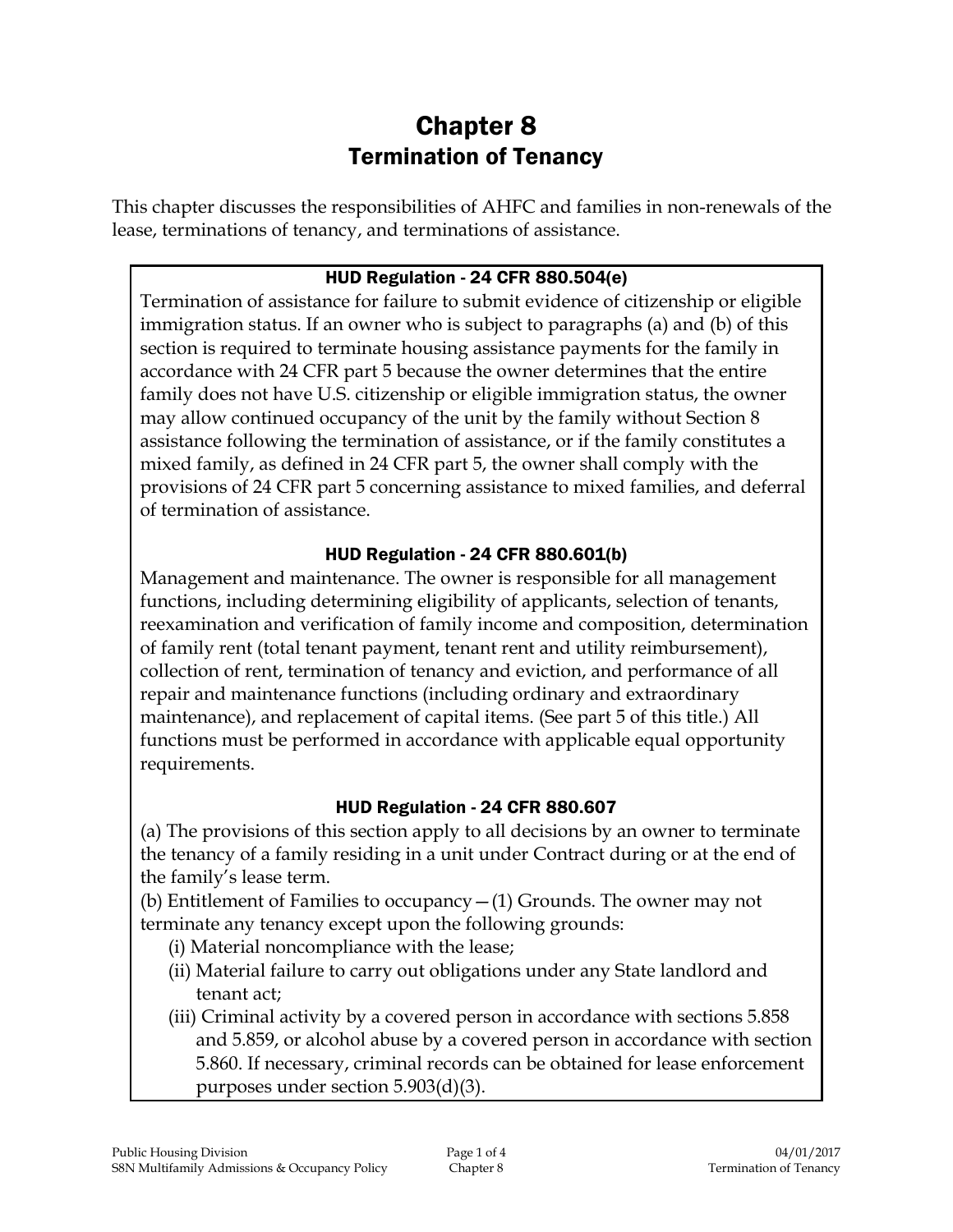# Chapter 8
## Termination of Tenancy

This chapter discusses the responsibilities of AHFC and families in non-renewals of the lease, terminations of tenancy, and terminations of assistance.

### HUD Regulation - 24 CFR 880.504(e)

Termination of assistance for failure to submit evidence of citizenship or eligible immigration status. If an owner who is subject to paragraphs (a) and (b) of this section is required to terminate housing assistance payments for the family in accordance with 24 CFR part 5 because the owner determines that the entire family does not have U.S. citizenship or eligible immigration status, the owner may allow continued occupancy of the unit by the family without Section 8 assistance following the termination of assistance, or if the family constitutes a mixed family, as defined in 24 CFR part 5, the owner shall comply with the provisions of 24 CFR part 5 concerning assistance to mixed families, and deferral of termination of assistance.

### HUD Regulation - 24 CFR 880.601(b)

Management and maintenance. The owner is responsible for all management functions, including determining eligibility of applicants, selection of tenants, reexamination and verification of family income and composition, determination of family rent (total tenant payment, tenant rent and utility reimbursement), collection of rent, termination of tenancy and eviction, and performance of all repair and maintenance functions (including ordinary and extraordinary maintenance), and replacement of capital items. (See part 5 of this title.) All functions must be performed in accordance with applicable equal opportunity requirements.

### HUD Regulation - 24 CFR 880.607

(a) The provisions of this section apply to all decisions by an owner to terminate the tenancy of a family residing in a unit under Contract during or at the end of the family's lease term.

(b) Entitlement of Families to occupancy—(1) Grounds. The owner may not terminate any tenancy except upon the following grounds:

- (i) Material noncompliance with the lease;
- (ii) Material failure to carry out obligations under any State landlord and tenant act;
- (iii) Criminal activity by a covered person in accordance with sections 5.858 and 5.859, or alcohol abuse by a covered person in accordance with section 5.860. If necessary, criminal records can be obtained for lease enforcement purposes under section 5.903(d)(3).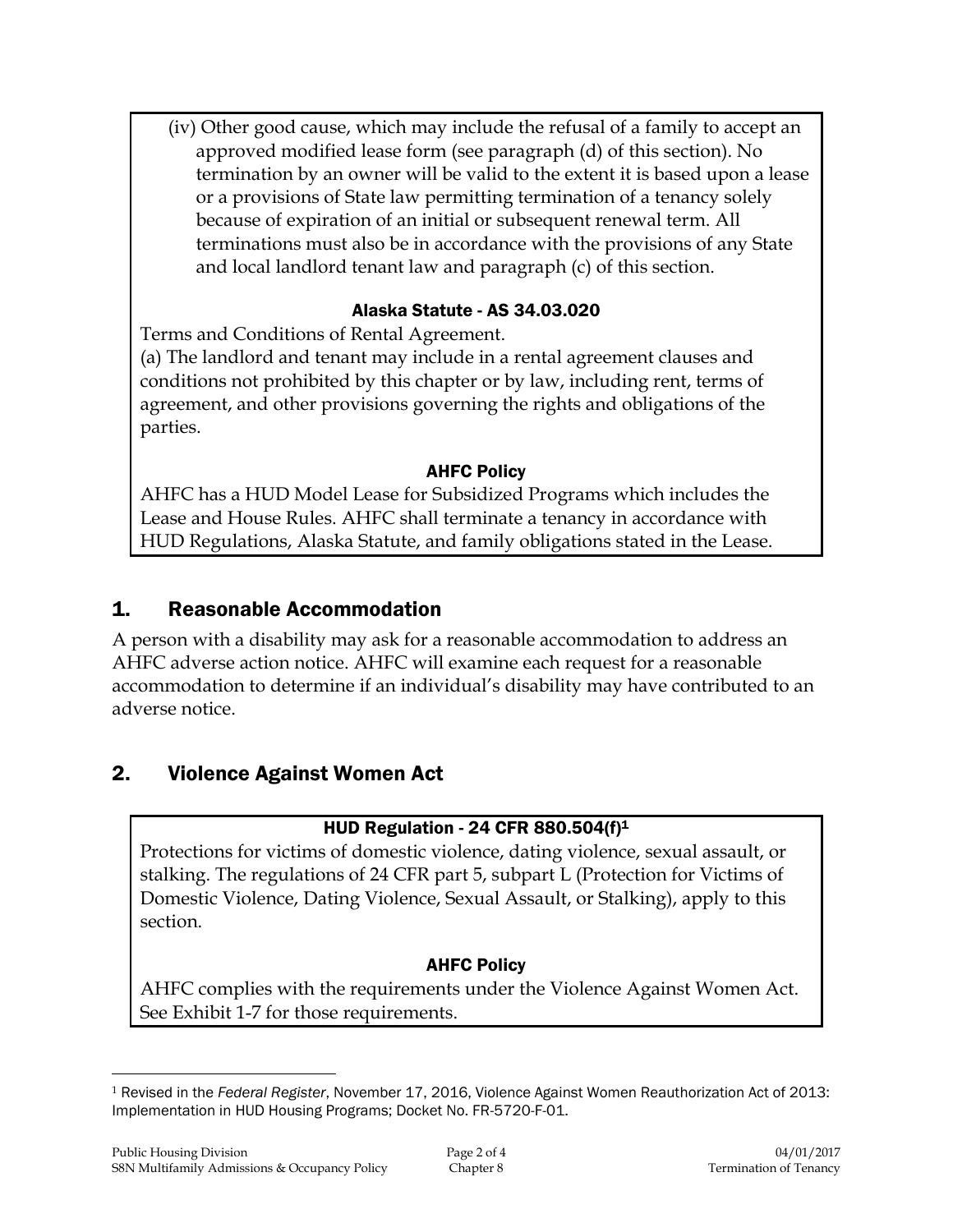(iv) Other good cause, which may include the refusal of a family to accept an approved modified lease form (see paragraph (d) of this section). No termination by an owner will be valid to the extent it is based upon a lease or a provisions of State law permitting termination of a tenancy solely because of expiration of an initial or subsequent renewal term. All terminations must also be in accordance with the provisions of any State and local landlord tenant law and paragraph (c) of this section.

**Alaska Statute - AS 34.03.020**

Terms and Conditions of Rental Agreement.

(a) The landlord and tenant may include in a rental agreement clauses and conditions not prohibited by this chapter or by law, including rent, terms of agreement, and other provisions governing the rights and obligations of the parties.

**AHFC Policy**

AHFC has a HUD Model Lease for Subsidized Programs which includes the Lease and House Rules. AHFC shall terminate a tenancy in accordance with HUD Regulations, Alaska Statute, and family obligations stated in the Lease.

## 1. Reasonable Accommodation

A person with a disability may ask for a reasonable accommodation to address an AHFC adverse action notice. AHFC will examine each request for a reasonable accommodation to determine if an individual's disability may have contributed to an adverse notice.

## 2. Violence Against Women Act

**HUD Regulation - 24 CFR 880.504(f)[1]**

Protections for victims of domestic violence, dating violence, sexual assault, or stalking. The regulations of 24 CFR part 5, subpart L (Protection for Victims of Domestic Violence, Dating Violence, Sexual Assault, or Stalking), apply to this section.

**AHFC Policy**

AHFC complies with the requirements under the Violence Against Women Act. See Exhibit 1-7 for those requirements.

---

[1] Revised in the *Federal Register*, November 17, 2016, Violence Against Women Reauthorization Act of 2013: Implementation in HUD Housing Programs; Docket No. FR-5720-F-01.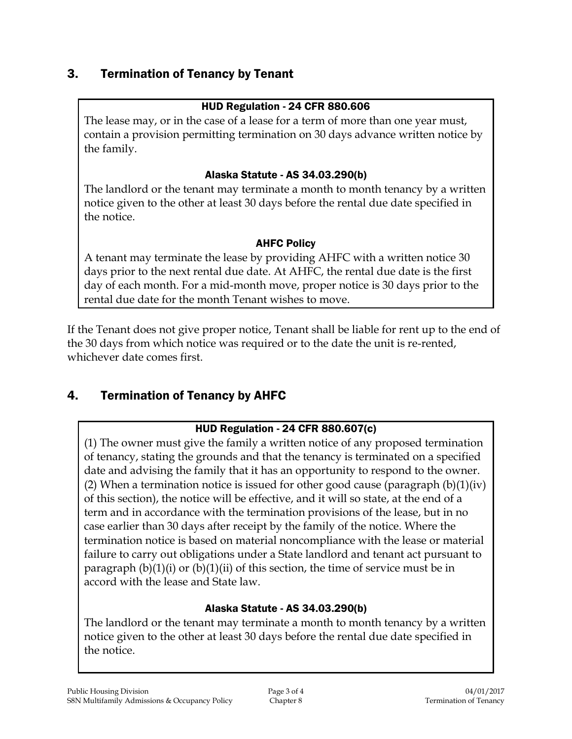## 3. Termination of Tenancy by Tenant

> **HUD Regulation - 24 CFR 880.606**
>
> The lease may, or in the case of a lease for a term of more than one year must, contain a provision permitting termination on 30 days advance written notice by the family.
>
> **Alaska Statute - AS 34.03.290(b)**
>
> The landlord or the tenant may terminate a month to month tenancy by a written notice given to the other at least 30 days before the rental due date specified in the notice.
>
> **AHFC Policy**
>
> A tenant may terminate the lease by providing AHFC with a written notice 30 days prior to the next rental due date. At AHFC, the rental due date is the first day of each month. For a mid-month move, proper notice is 30 days prior to the rental due date for the month Tenant wishes to move.

If the Tenant does not give proper notice, Tenant shall be liable for rent up to the end of the 30 days from which notice was required or to the date the unit is re-rented, whichever date comes first.

## 4. Termination of Tenancy by AHFC

> **HUD Regulation - 24 CFR 880.607(c)**
>
> (1) The owner must give the family a written notice of any proposed termination of tenancy, stating the grounds and that the tenancy is terminated on a specified date and advising the family that it has an opportunity to respond to the owner. (2) When a termination notice is issued for other good cause (paragraph (b)(1)(iv) of this section), the notice will be effective, and it will so state, at the end of a term and in accordance with the termination provisions of the lease, but in no case earlier than 30 days after receipt by the family of the notice. Where the termination notice is based on material noncompliance with the lease or material failure to carry out obligations under a State landlord and tenant act pursuant to paragraph (b)(1)(i) or (b)(1)(ii) of this section, the time of service must be in accord with the lease and State law.
>
> **Alaska Statute - AS 34.03.290(b)**
>
> The landlord or the tenant may terminate a month to month tenancy by a written notice given to the other at least 30 days before the rental due date specified in the notice.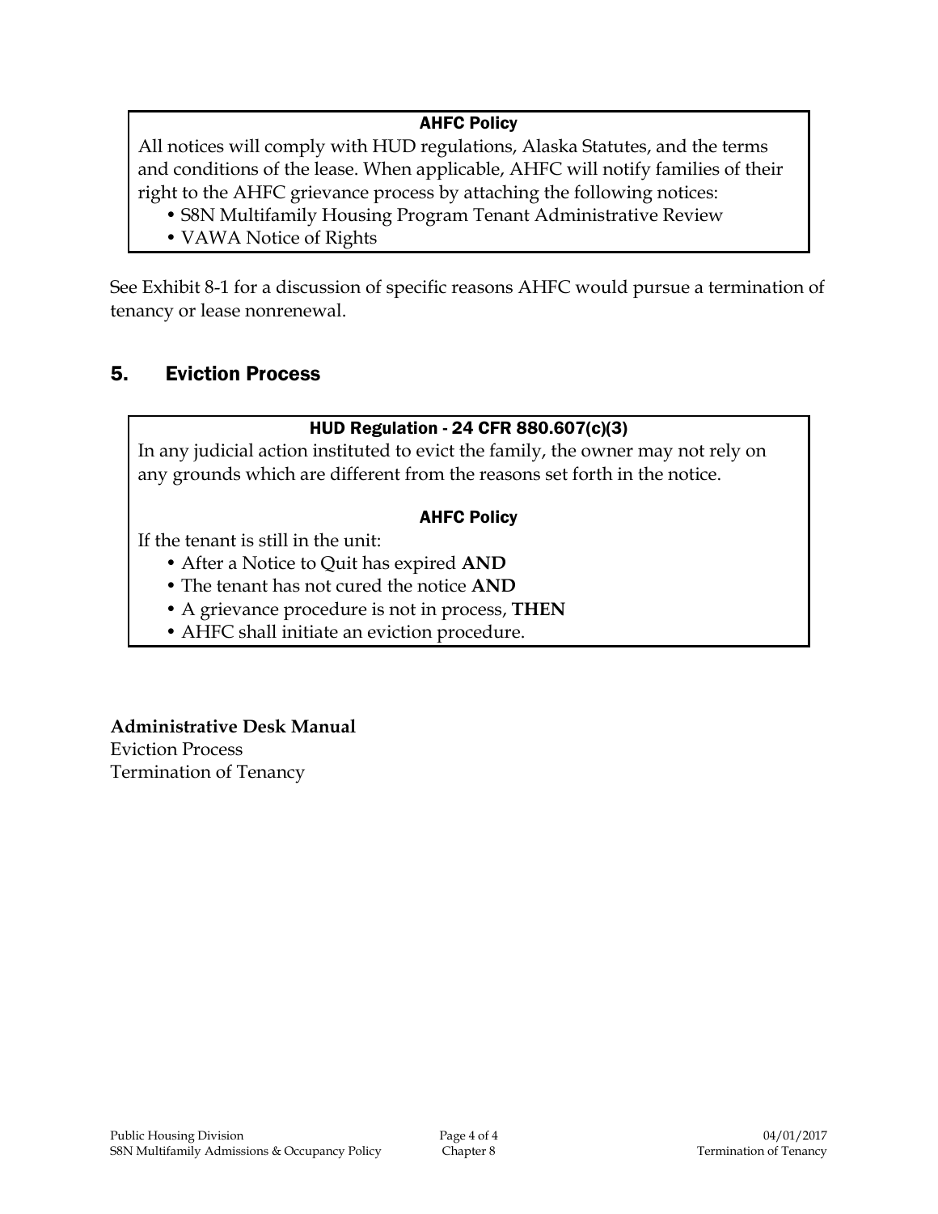**AHFC Policy**

All notices will comply with HUD regulations, Alaska Statutes, and the terms and conditions of the lease. When applicable, AHFC will notify families of their right to the AHFC grievance process by attaching the following notices:

- S8N Multifamily Housing Program Tenant Administrative Review
- VAWA Notice of Rights

See Exhibit 8-1 for a discussion of specific reasons AHFC would pursue a termination of tenancy or lease nonrenewal.

## 5. Eviction Process

**HUD Regulation - 24 CFR 880.607(c)(3)**

In any judicial action instituted to evict the family, the owner may not rely on any grounds which are different from the reasons set forth in the notice.

**AHFC Policy**

If the tenant is still in the unit:

- After a Notice to Quit has expired **AND**
- The tenant has not cured the notice **AND**
- A grievance procedure is not in process, **THEN**
- AHFC shall initiate an eviction procedure.

**Administrative Desk Manual**
Eviction Process
Termination of Tenancy